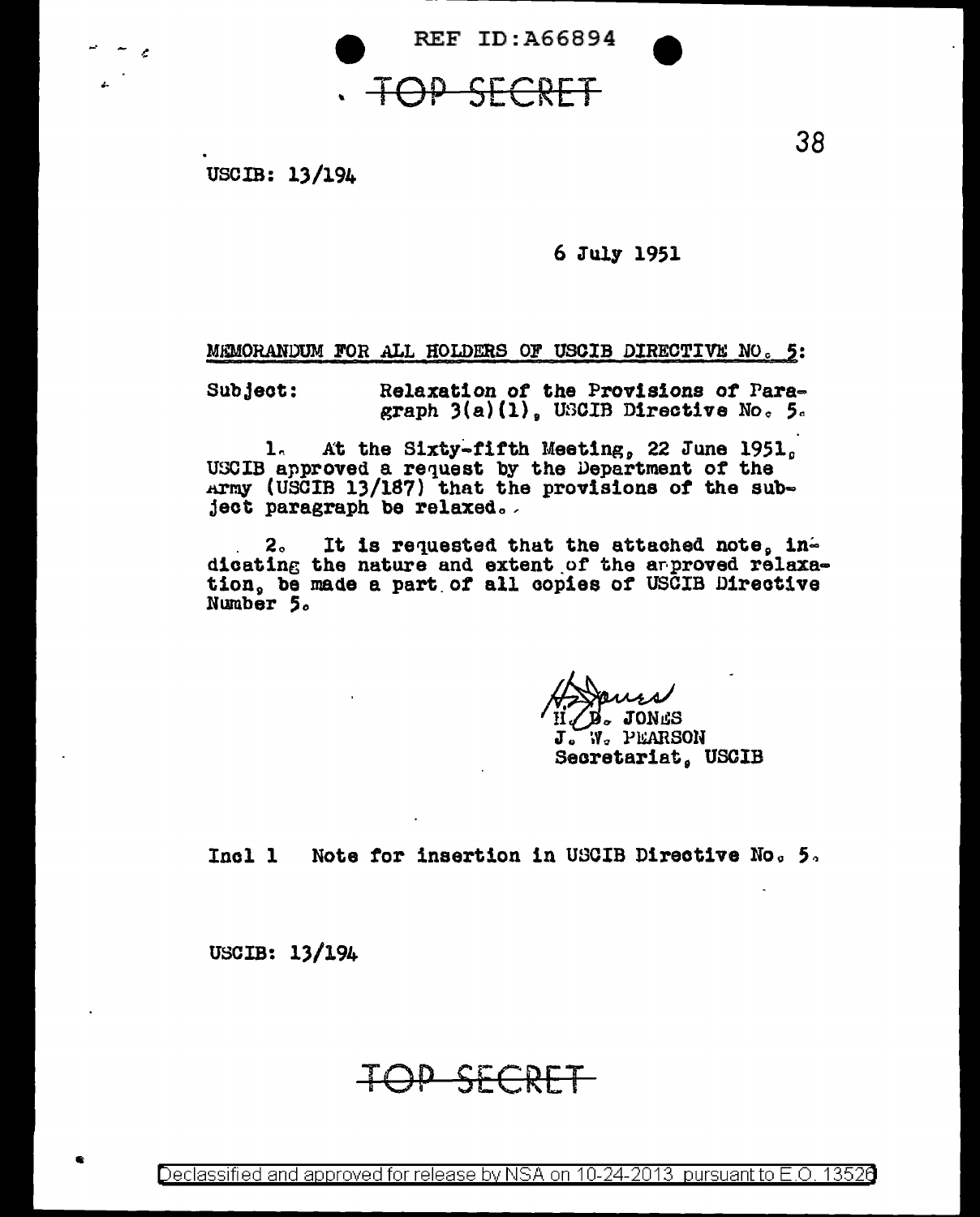REF ID:A66894

TOP SECRET

USCIB: 13/194

6 July 1951

MEMORANDUM FOR ALL HOLDERS OF USCIB DIRECTIVE NO. 5:

Subject: Relaxation of the Provisions of Paragraph 3(a)(1), USCIB Directive No. 5.

1. At the Sixty-fifth Meeting, 22 June 1951, USCIB approved a request by the Department of the Army (USCIB 13/187) that the provisions of the subject paragraph be relaxed.

2. It is requested that the attached note, indicating the nature and extent of the approved relaxation, be made a part of all copies of USCIB Directive Number 5.

H. D. JONES
J. W. PEARSON
Secretariat, USCIB

Incl 1 Note for insertion in USCIB Directive No. 5.

USCIB: 13/194

TOP SECRET

Declassified and approved for release by NSA on 10-24-2013 pursuant to E.O. 13526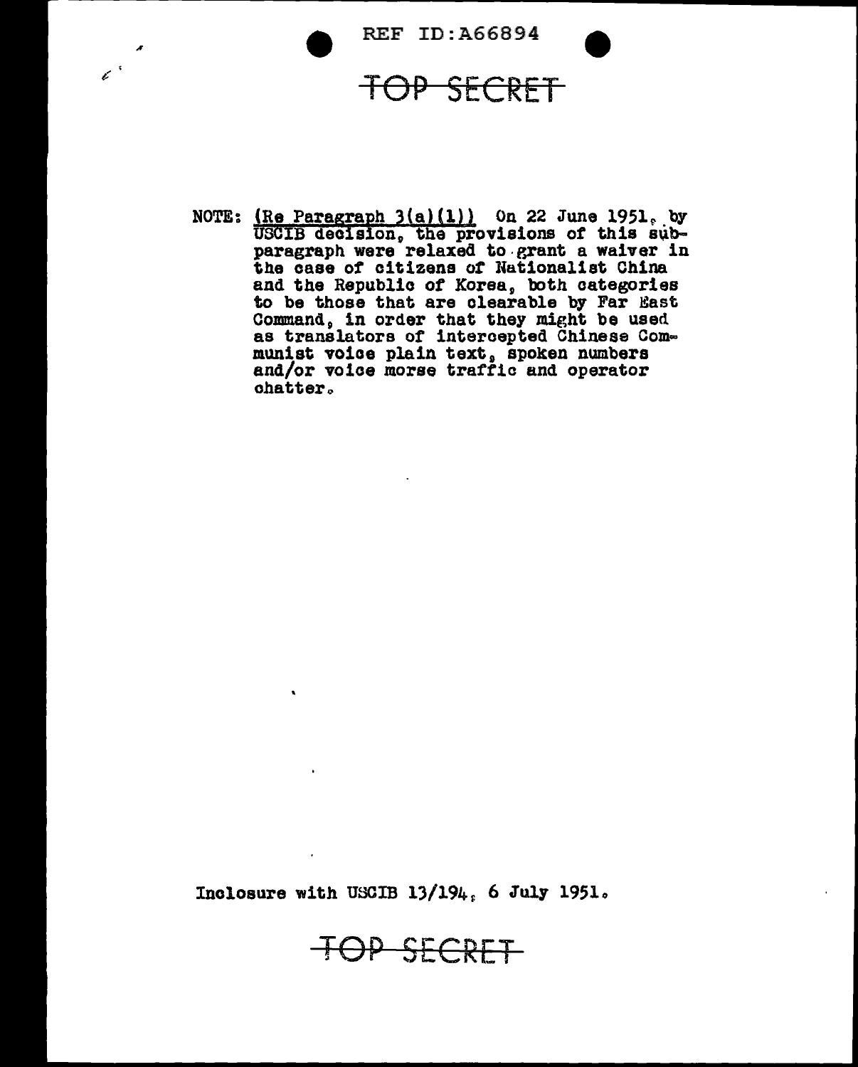REF ID:A66894

TOP SECRET

NOTE: <u>(Re Paragraph 3(a)(1))</u> On 22 June 1951, by USCIB decision, the provisions of this subparagraph were relaxed to grant a waiver in the case of citizens of Nationalist China and the Republic of Korea, both categories to be those that are clearable by Far East Command, in order that they might be used as translators of intercepted Chinese Communist voice plain text, spoken numbers and/or voice morse traffic and operator chatter.

Inclosure with USCIB 13/194, 6 July 1951.

TOP SECRET